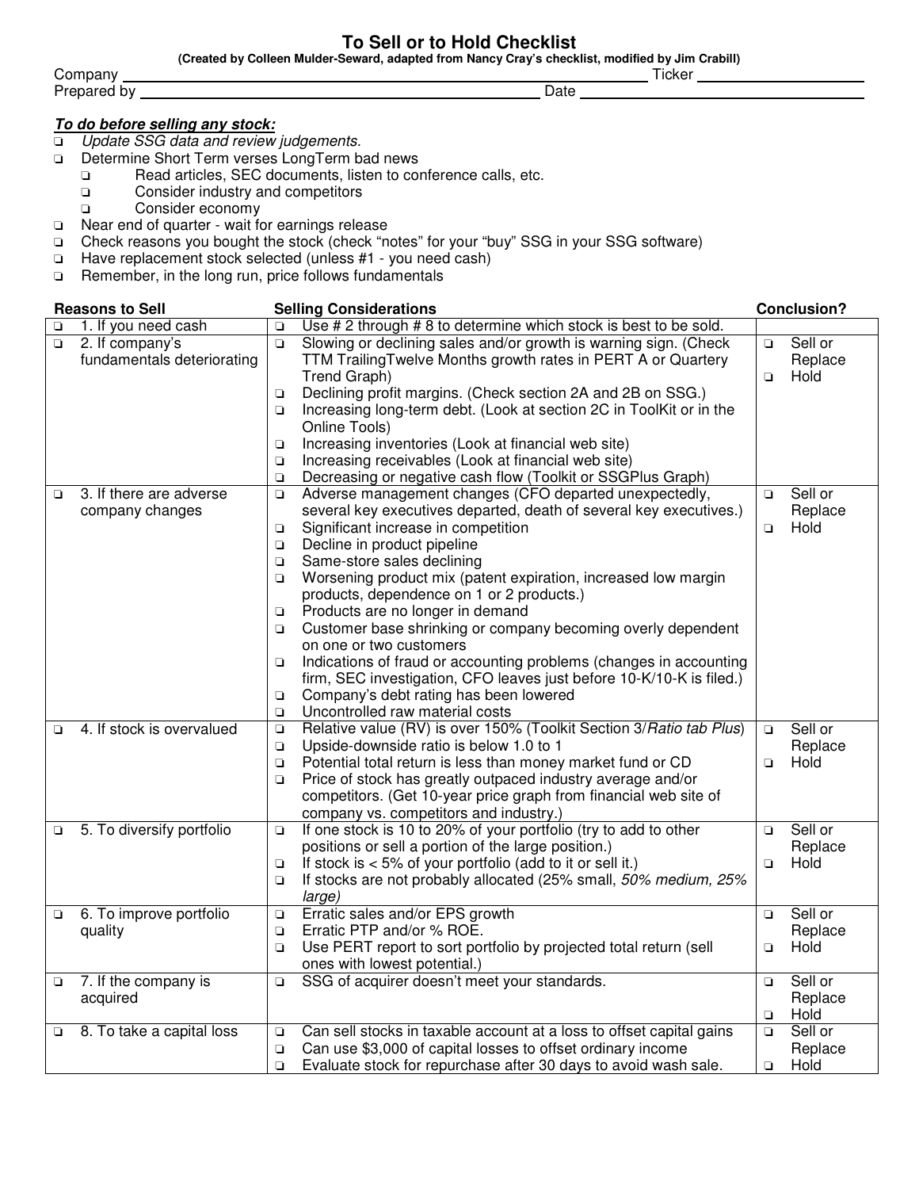# To Sell or to Hold Checklist

**(Created by Colleen Mulder-Seward, adapted from Nancy Cray's checklist, modified by Jim Crabill)**

Company ____________________ Ticker ____________________

Prepared by ____________________ Date ____________________

***To do before selling any stock:***

- ❑ *Update SSG data and review judgements.*
- ❑ Determine Short Term verses LongTerm bad news
  - ❑ Read articles, SEC documents, listen to conference calls, etc.
  - ❑ Consider industry and competitors
  - ❑ Consider economy
- ❑ Near end of quarter - wait for earnings release
- ❑ Check reasons you bought the stock (check "notes" for your "buy" SSG in your SSG software)
- ❑ Have replacement stock selected (unless #1 - you need cash)
- ❑ Remember, in the long run, price follows fundamentals

| Reasons to Sell | Selling Considerations | Conclusion? |
|---|---|---|
| ❑ 1. If you need cash | ❑ Use # 2 through # 8 to determine which stock is best to be sold. | |
| ❑ 2. If company's fundamentals deteriorating | ❑ Slowing or declining sales and/or growth is warning sign. (Check TTM TrailingTwelve Months growth rates in PERT A or Quartery Trend Graph)<br>❑ Declining profit margins. (Check section 2A and 2B on SSG.)<br>❑ Increasing long-term debt. (Look at section 2C in ToolKit or in the Online Tools)<br>❑ Increasing inventories (Look at financial web site)<br>❑ Increasing receivables (Look at financial web site)<br>❑ Decreasing or negative cash flow (Toolkit or SSGPlus Graph) | ❑ Sell or Replace<br>❑ Hold |
| ❑ 3. If there are adverse company changes | ❑ Adverse management changes (CFO departed unexpectedly, several key executives departed, death of several key executives.)<br>❑ Significant increase in competition<br>❑ Decline in product pipeline<br>❑ Same-store sales declining<br>❑ Worsening product mix (patent expiration, increased low margin products, dependence on 1 or 2 products.)<br>❑ Products are no longer in demand<br>❑ Customer base shrinking or company becoming overly dependent on one or two customers<br>❑ Indications of fraud or accounting problems (changes in accounting firm, SEC investigation, CFO leaves just before 10-K/10-K is filed.)<br>❑ Company's debt rating has been lowered<br>❑ Uncontrolled raw material costs | ❑ Sell or Replace<br>❑ Hold |
| ❑ 4. If stock is overvalued | ❑ Relative value (RV) is over 150% (Toolkit Section 3/*Ratio tab Plus*)<br>❑ Upside-downside ratio is below 1.0 to 1<br>❑ Potential total return is less than money market fund or CD<br>❑ Price of stock has greatly outpaced industry average and/or competitors. (Get 10-year price graph from financial web site of company vs. competitors and industry.) | ❑ Sell or Replace<br>❑ Hold |
| ❑ 5. To diversify portfolio | ❑ If one stock is 10 to 20% of your portfolio (try to add to other positions or sell a portion of the large position.)<br>❑ If stock is < 5% of your portfolio (add to it or sell it.)<br>❑ If stocks are not probably allocated (25% small, *50% medium, 25% large)* | ❑ Sell or Replace<br>❑ Hold |
| ❑ 6. To improve portfolio quality | ❑ Erratic sales and/or EPS growth<br>❑ Erratic PTP and/or % ROE.<br>❑ Use PERT report to sort portfolio by projected total return (sell ones with lowest potential.) | ❑ Sell or Replace<br>❑ Hold |
| ❑ 7. If the company is acquired | ❑ SSG of acquirer doesn't meet your standards. | ❑ Sell or Replace<br>❑ Hold |
| ❑ 8. To take a capital loss | ❑ Can sell stocks in taxable account at a loss to offset capital gains<br>❑ Can use $3,000 of capital losses to offset ordinary income<br>❑ Evaluate stock for repurchase after 30 days to avoid wash sale. | ❑ Sell or Replace<br>❑ Hold |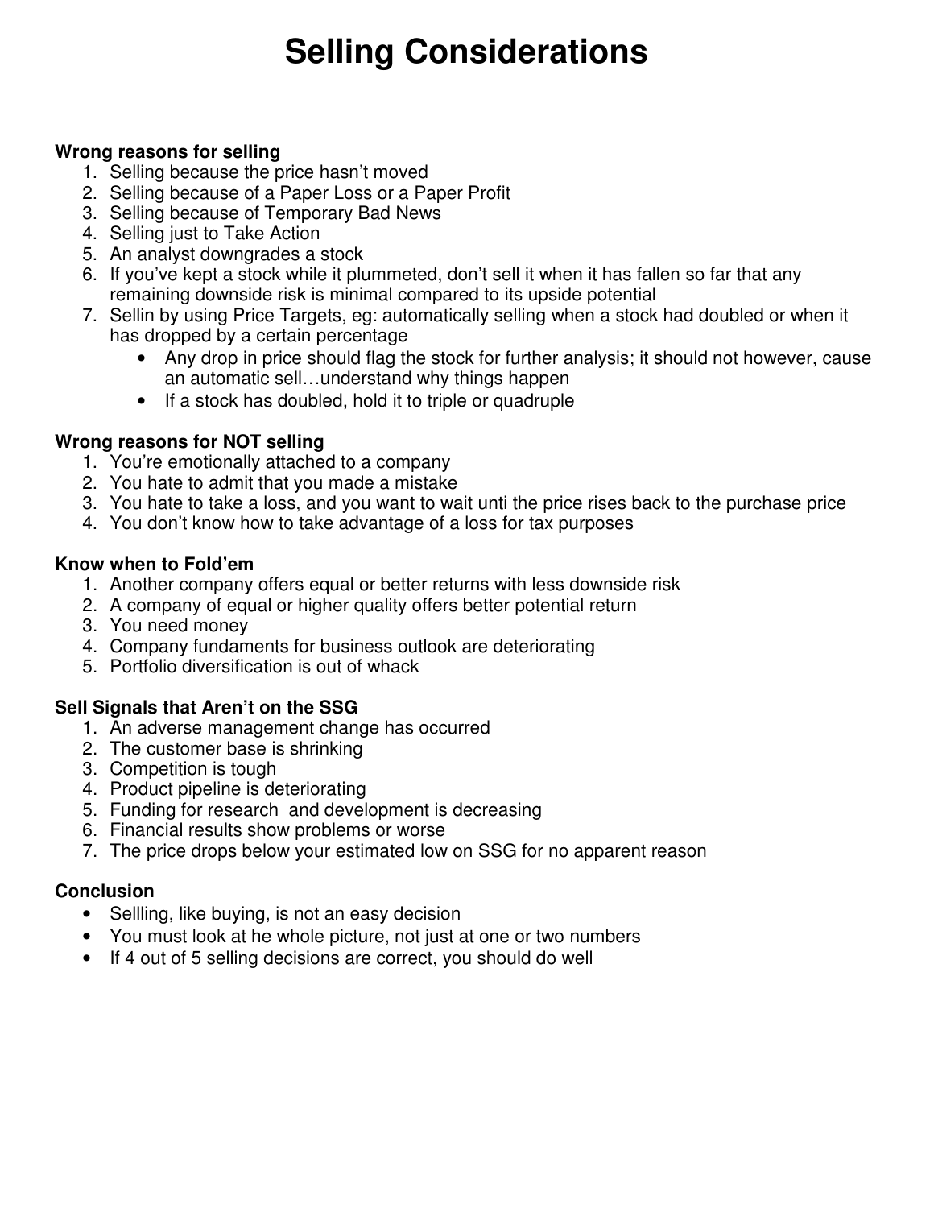# Selling Considerations

**Wrong reasons for selling**

1. Selling because the price hasn't moved
2. Selling because of a Paper Loss or a Paper Profit
3. Selling because of Temporary Bad News
4. Selling just to Take Action
5. An analyst downgrades a stock
6. If you've kept a stock while it plummeted, don't sell it when it has fallen so far that any remaining downside risk is minimal compared to its upside potential
7. Sellin by using Price Targets, eg: automatically selling when a stock had doubled or when it has dropped by a certain percentage
   - Any drop in price should flag the stock for further analysis; it should not however, cause an automatic sell…understand why things happen
   - If a stock has doubled, hold it to triple or quadruple

**Wrong reasons for NOT selling**

1. You're emotionally attached to a company
2. You hate to admit that you made a mistake
3. You hate to take a loss, and you want to wait unti the price rises back to the purchase price
4. You don't know how to take advantage of a loss for tax purposes

**Know when to Fold'em**

1. Another company offers equal or better returns with less downside risk
2. A company of equal or higher quality offers better potential return
3. You need money
4. Company fundaments for business outlook are deteriorating
5. Portfolio diversification is out of whack

**Sell Signals that Aren't on the SSG**

1. An adverse management change has occurred
2. The customer base is shrinking
3. Competition is tough
4. Product pipeline is deteriorating
5. Funding for research and development is decreasing
6. Financial results show problems or worse
7. The price drops below your estimated low on SSG for no apparent reason

**Conclusion**

- Sellling, like buying, is not an easy decision
- You must look at he whole picture, not just at one or two numbers
- If 4 out of 5 selling decisions are correct, you should do well